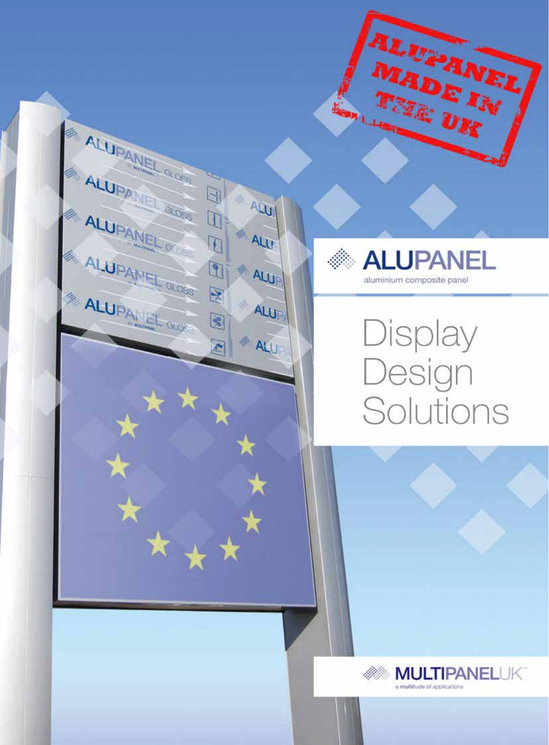ALUPANEL MADE IN THE UK

# ALUPANEL

aluminium composite panel

## Display Design Solutions

MULTIPANELUK™

a multitude of applications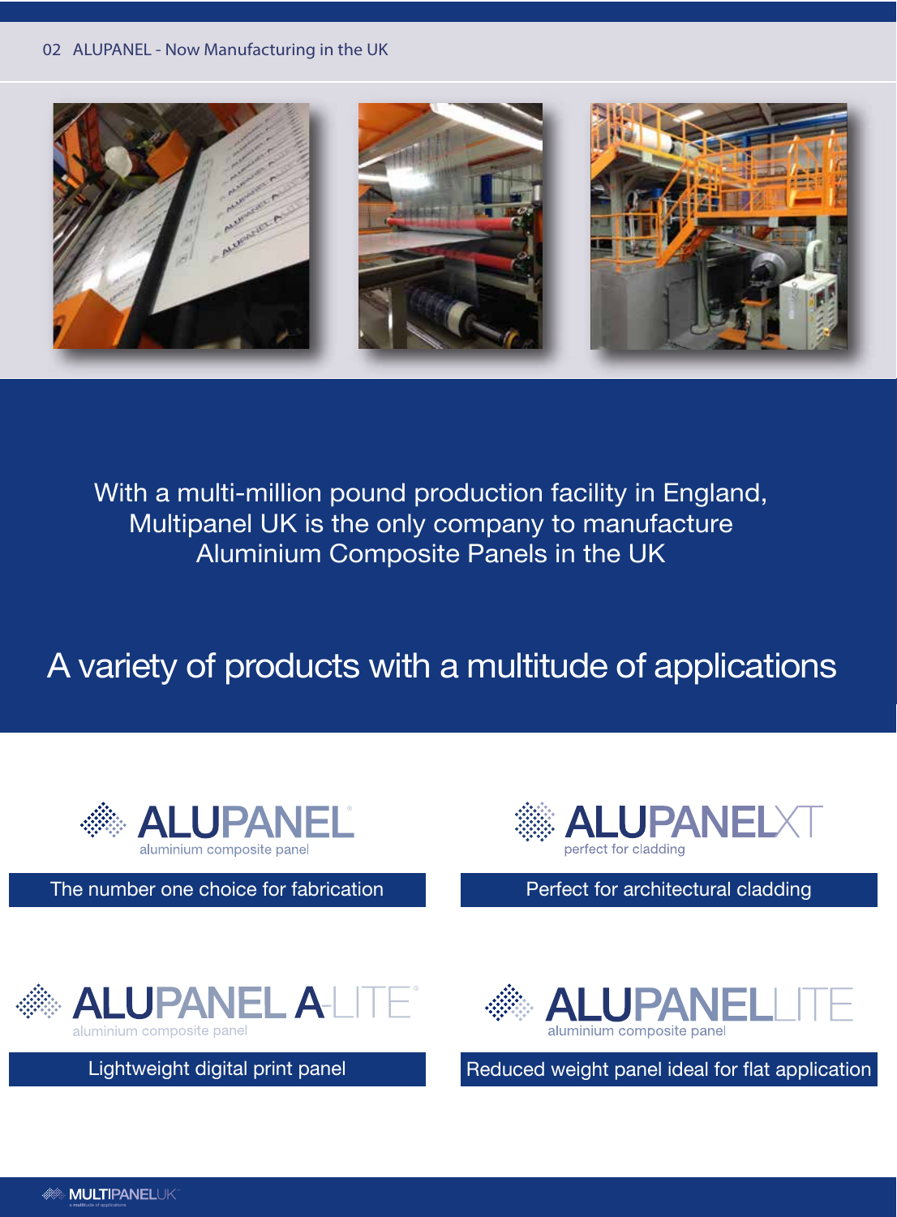With a multi-million pound production facility in England, Multipanel UK is the only company to manufacture Aluminium Composite Panels in the UK

## A variety of products with a multitude of applications

**ALUPANEL®** aluminium composite panel

The number one choice for fabrication

**ALUPANEL XT** perfect for cladding

Perfect for architectural cladding

**ALUPANEL A-LITE®** aluminium composite panel

Lightweight digital print panel

**ALUPANEL LITE** aluminium composite panel

Reduced weight panel ideal for flat application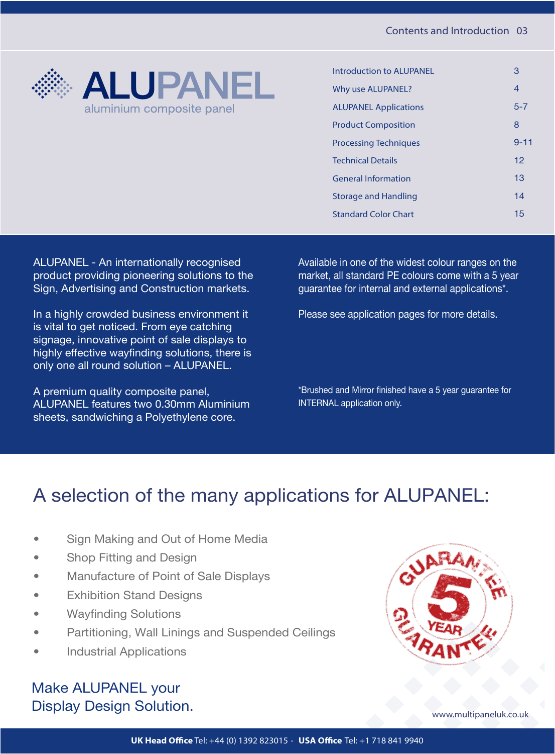# ALUPANEL

aluminium composite panel

| | |
|---|---|
| Introduction to ALUPANEL | 3 |
| Why use ALUPANEL? | 4 |
| ALUPANEL Applications | 5-7 |
| Product Composition | 8 |
| Processing Techniques | 9-11 |
| Technical Details | 12 |
| General Information | 13 |
| Storage and Handling | 14 |
| Standard Color Chart | 15 |

ALUPANEL - An internationally recognised product providing pioneering solutions to the Sign, Advertising and Construction markets.

In a highly crowded business environment it is vital to get noticed. From eye catching signage, innovative point of sale displays to highly effective wayfinding solutions, there is only one all round solution – ALUPANEL.

A premium quality composite panel, ALUPANEL features two 0.30mm Aluminium sheets, sandwiching a Polyethylene core.

Available in one of the widest colour ranges on the market, all standard PE colours come with a 5 year guarantee for internal and external applications*.

Please see application pages for more details.

*Brushed and Mirror finished have a 5 year guarantee for INTERNAL application only.

## A selection of the many applications for ALUPANEL:

- Sign Making and Out of Home Media
- Shop Fitting and Design
- Manufacture of Point of Sale Displays
- Exhibition Stand Designs
- Wayfinding Solutions
- Partitioning, Wall Linings and Suspended Ceilings
- Industrial Applications

GUARANTEE 5 YEAR GUARANTEE

Make ALUPANEL your Display Design Solution.

www.multipaneluk.co.uk

**UK Head Office** Tel: +44 (0) 1392 823015 • **USA Office** Tel: +1 718 841 9940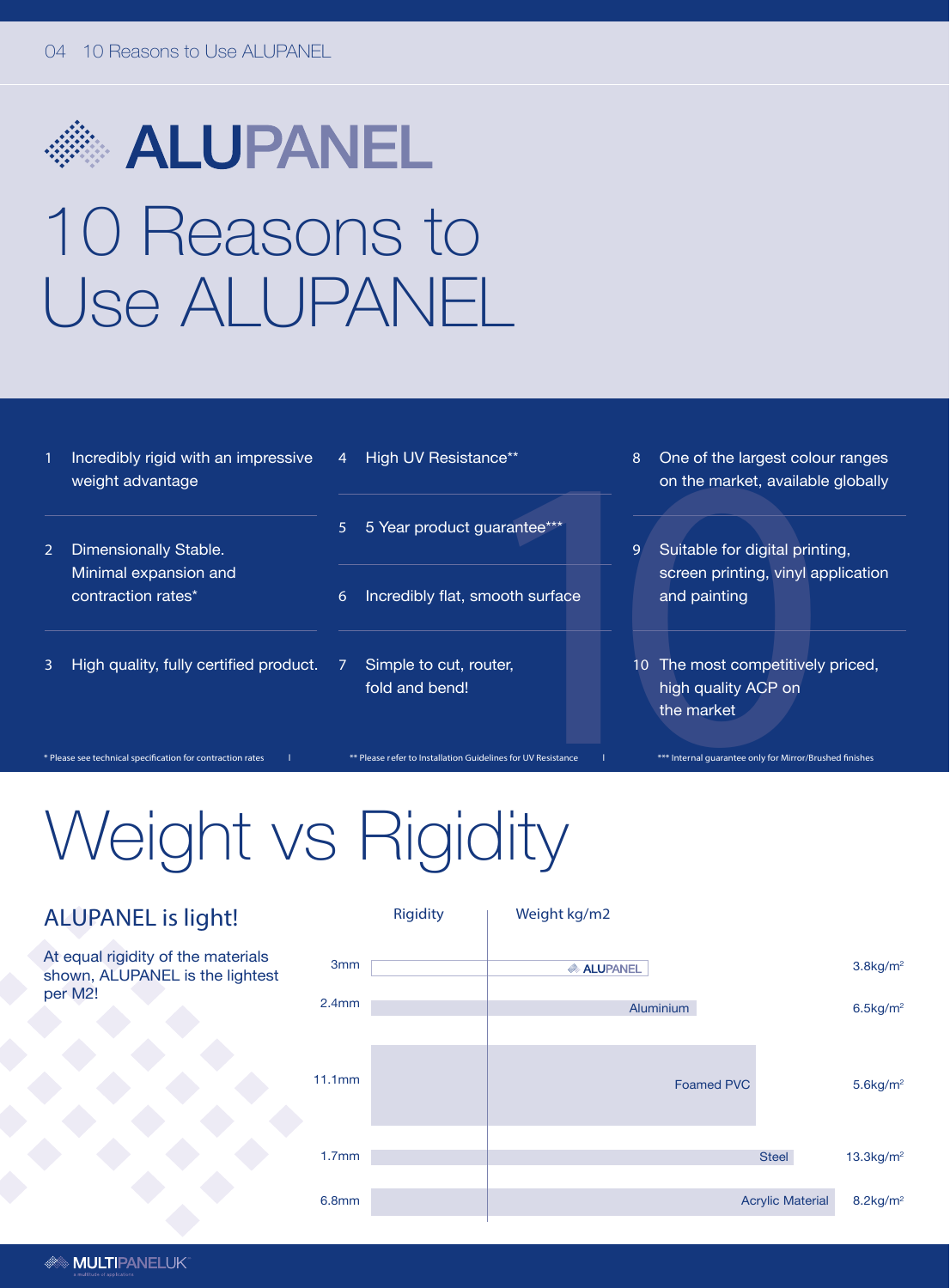# ALUPANEL

# 10 Reasons to Use ALUPANEL

1. Incredibly rigid with an impressive weight advantage
2. Dimensionally Stable. Minimal expansion and contraction rates*
3. High quality, fully certified product.
4. High UV Resistance**
5. 5 Year product guarantee***
6. Incredibly flat, smooth surface
7. Simple to cut, router, fold and bend!
8. One of the largest colour ranges on the market, available globally
9. Suitable for digital printing, screen printing, vinyl application and painting
10. The most competitively priced, high quality ACP on the market

\* Please see technical specification for contraction rates

\*\* Please refer to Installation Guidelines for UV Resistance

\*\*\* Internal guarantee only for Mirror/Brushed finishes

# Weight vs Rigidity

## ALUPANEL is light!

At equal rigidity of the materials shown, ALUPANEL is the lightest per M2!

| Rigidity | Material | Weight kg/m2 |
|---|---|---|
| 3mm | ALUPANEL | 3.8kg/m² |
| 2.4mm | Aluminium | 6.5kg/m² |
| 11.1mm | Foamed PVC | 5.6kg/m² |
| 1.7mm | Steel | 13.3kg/m² |
| 6.8mm | Acrylic Material | 8.2kg/m² |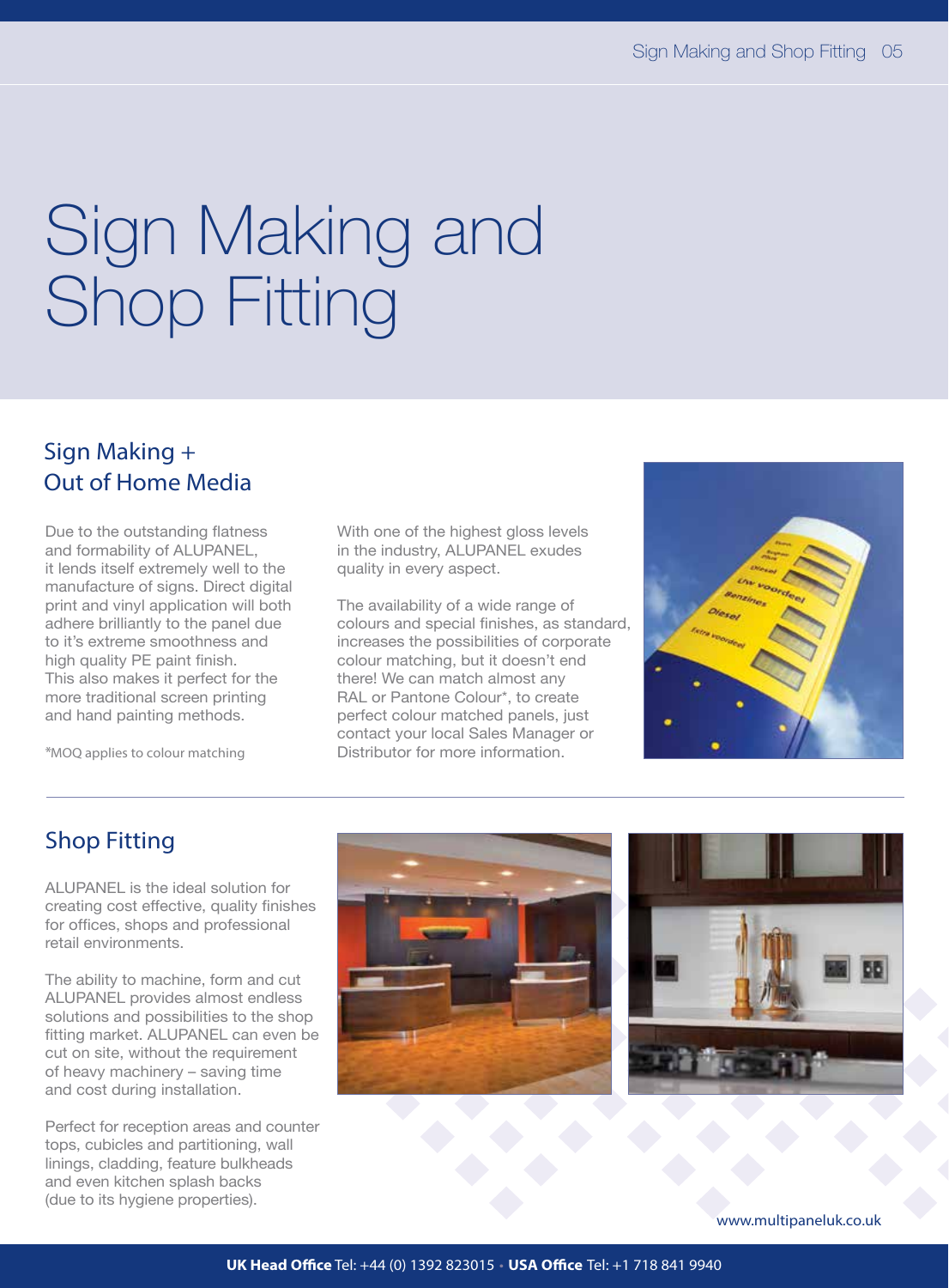# Sign Making and Shop Fitting

## Sign Making + Out of Home Media

Due to the outstanding flatness and formability of ALUPANEL, it lends itself extremely well to the manufacture of signs. Direct digital print and vinyl application will both adhere brilliantly to the panel due to it's extreme smoothness and high quality PE paint finish. This also makes it perfect for the more traditional screen printing and hand painting methods.

*MOQ applies to colour matching

With one of the highest gloss levels in the industry, ALUPANEL exudes quality in every aspect.

The availability of a wide range of colours and special finishes, as standard, increases the possibilities of corporate colour matching, but it doesn't end there! We can match almost any RAL or Pantone Colour*, to create perfect colour matched panels, just contact your local Sales Manager or Distributor for more information.

## Shop Fitting

ALUPANEL is the ideal solution for creating cost effective, quality finishes for offices, shops and professional retail environments.

The ability to machine, form and cut ALUPANEL provides almost endless solutions and possibilities to the shop fitting market. ALUPANEL can even be cut on site, without the requirement of heavy machinery – saving time and cost during installation.

Perfect for reception areas and counter tops, cubicles and partitioning, wall linings, cladding, feature bulkheads and even kitchen splash backs (due to its hygiene properties).

www.multipaneluk.co.uk

**UK Head Office** Tel: +44 (0) 1392 823015 • **USA Office** Tel: +1 718 841 9940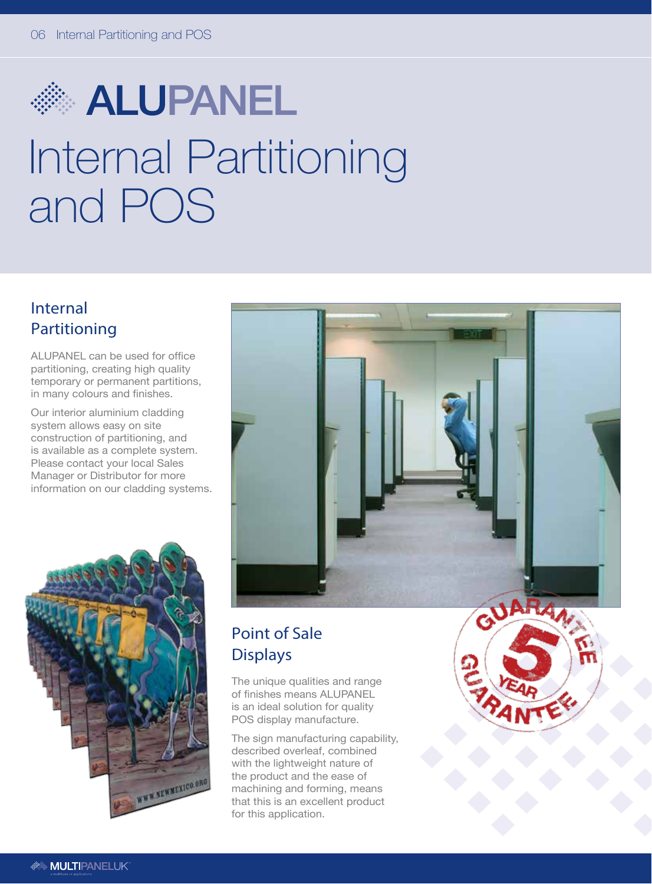# ALUPANEL

# Internal Partitioning and POS

## Internal Partitioning

ALUPANEL can be used for office partitioning, creating high quality temporary or permanent partitions, in many colours and finishes.

Our interior aluminium cladding system allows easy on site construction of partitioning, and is available as a complete system. Please contact your local Sales Manager or Distributor for more information on our cladding systems.

## Point of Sale Displays

The unique qualities and range of finishes means ALUPANEL is an ideal solution for quality POS display manufacture.

The sign manufacturing capability, described overleaf, combined with the lightweight nature of the product and the ease of machining and forming, means that this is an excellent product for this application.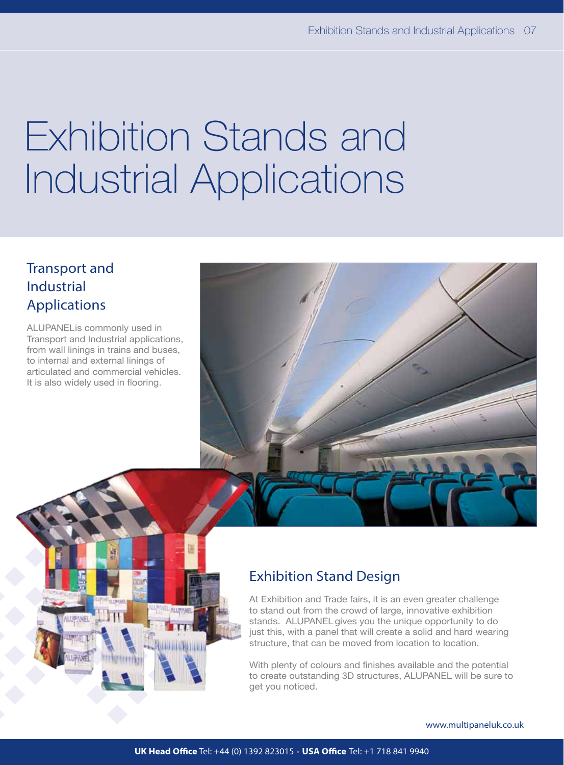# Exhibition Stands and Industrial Applications

## Transport and Industrial Applications

ALUPANELis commonly used in Transport and Industrial applications, from wall linings in trains and buses, to internal and external linings of articulated and commercial vehicles. It is also widely used in flooring.

## Exhibition Stand Design

At Exhibition and Trade fairs, it is an even greater challenge to stand out from the crowd of large, innovative exhibition stands. ALUPANEL gives you the unique opportunity to do just this, with a panel that will create a solid and hard wearing structure, that can be moved from location to location.

With plenty of colours and finishes available and the potential to create outstanding 3D structures, ALUPANEL will be sure to get you noticed.

www.multipaneluk.co.uk

**UK Head Office** Tel: +44 (0) 1392 823015 • **USA Office** Tel: +1 718 841 9940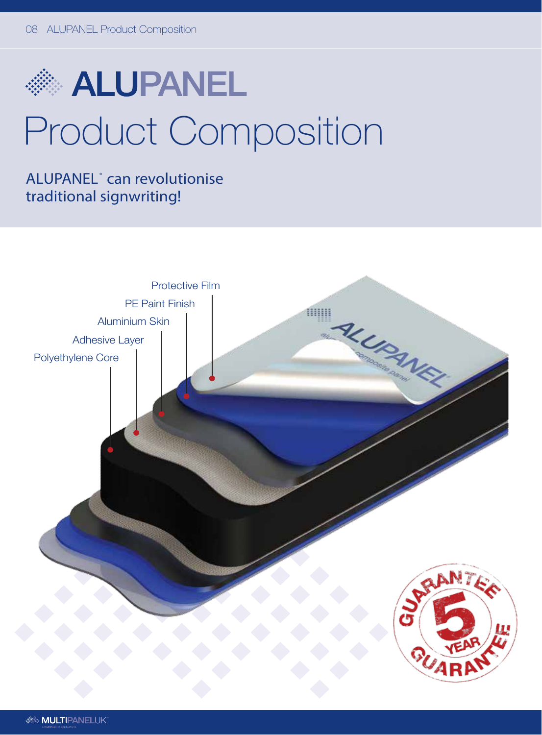# ALUPANEL

# Product Composition

ALUPANEL® can revolutionise traditional signwriting!

- Protective Film
- PE Paint Finish
- Aluminium Skin
- Adhesive Layer
- Polyethylene Core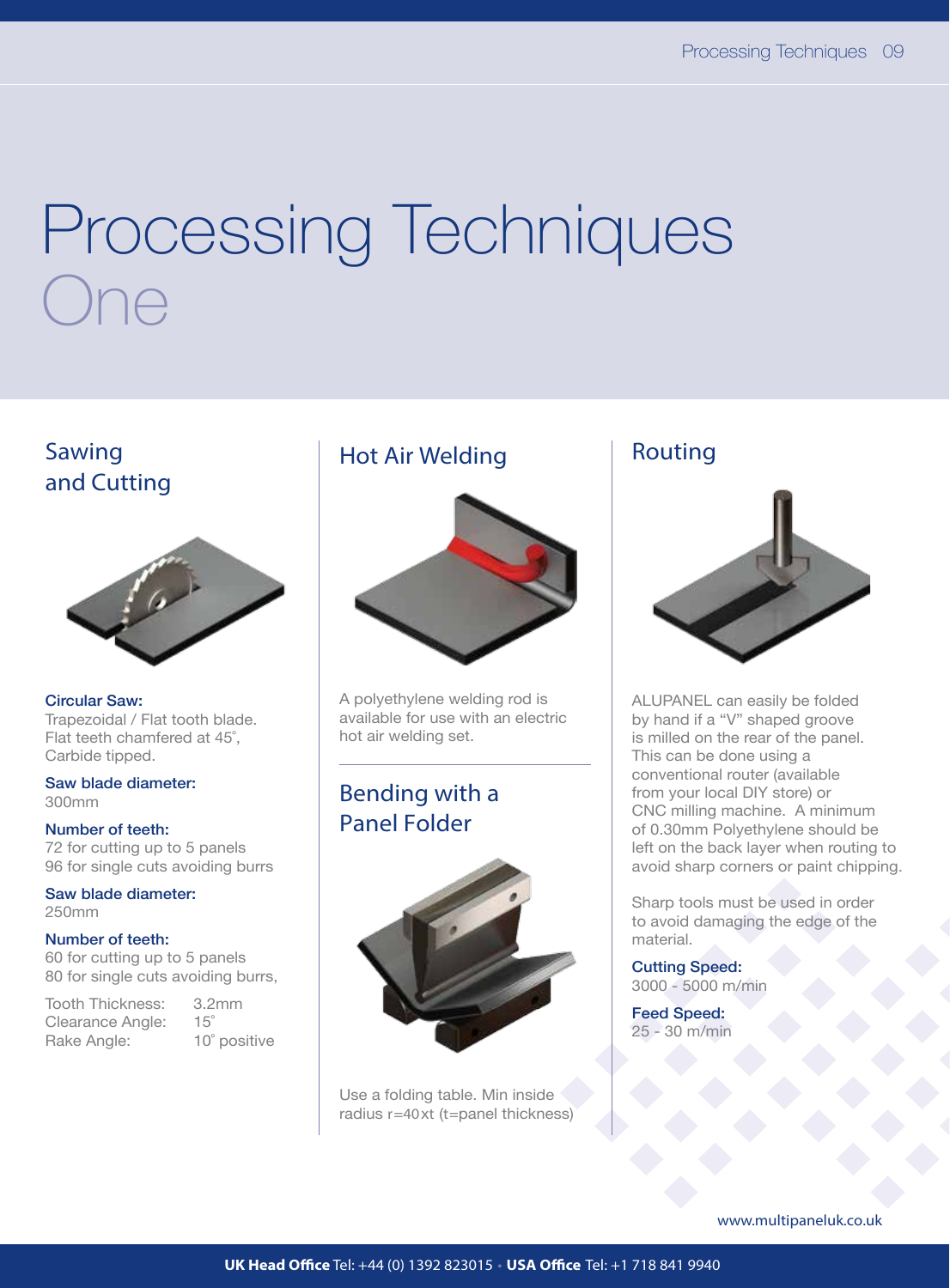# Processing Techniques One

## Sawing and Cutting

**Circular Saw:**
Trapezoidal / Flat tooth blade.
Flat teeth chamfered at 45˚,
Carbide tipped.

**Saw blade diameter:**
300mm

**Number of teeth:**
72 for cutting up to 5 panels
96 for single cuts avoiding burrs

**Saw blade diameter:**
250mm

**Number of teeth:**
60 for cutting up to 5 panels
80 for single cuts avoiding burrs,

| | |
|---|---|
| Tooth Thickness: | 3.2mm |
| Clearance Angle: | 15˚ |
| Rake Angle: | 10˚ positive |

## Hot Air Welding

A polyethylene welding rod is available for use with an electric hot air welding set.

## Bending with a Panel Folder

Use a folding table. Min inside radius r=40xt (t=panel thickness)

## Routing

ALUPANEL can easily be folded by hand if a "V" shaped groove is milled on the rear of the panel. This can be done using a conventional router (available from your local DIY store) or CNC milling machine. A minimum of 0.30mm Polyethylene should be left on the back layer when routing to avoid sharp corners or paint chipping.

Sharp tools must be used in order to avoid damaging the edge of the material.

**Cutting Speed:**
3000 - 5000 m/min

**Feed Speed:**
25 - 30 m/min

www.multipaneluk.co.uk

**UK Head Office** Tel: +44 (0) 1392 823015 • **USA Office** Tel: +1 718 841 9940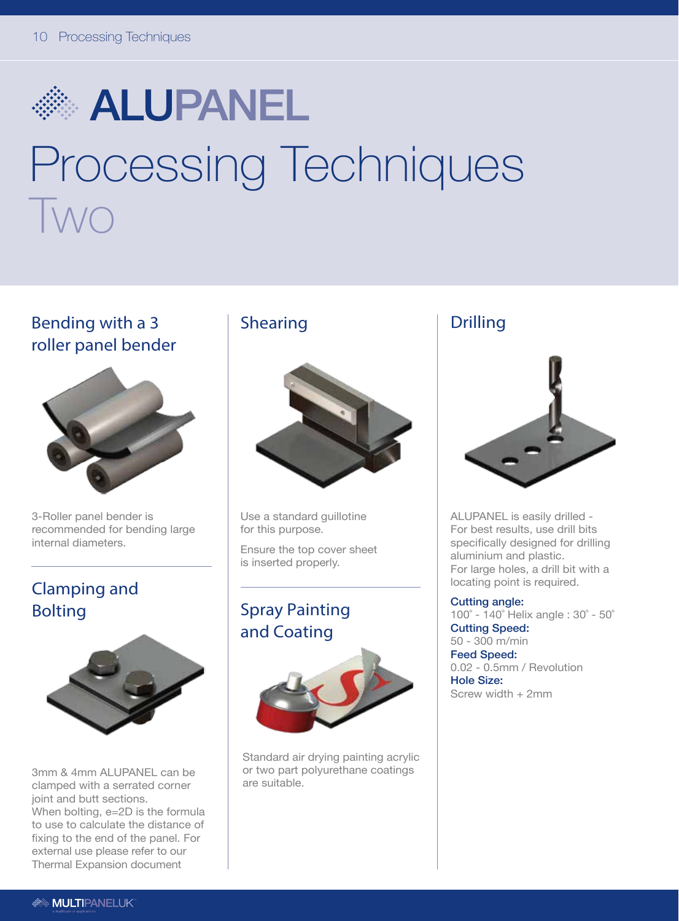# ALUPANEL

# Processing Techniques Two

## Bending with a 3 roller panel bender

3-Roller panel bender is recommended for bending large internal diameters.

## Clamping and Bolting

3mm & 4mm ALUPANEL can be clamped with a serrated corner joint and butt sections.
When bolting, e=2D is the formula to use to calculate the distance of fixing to the end of the panel. For external use please refer to our Thermal Expansion document

## Shearing

Use a standard guillotine for this purpose.

Ensure the top cover sheet is inserted properly.

## Spray Painting and Coating

Standard air drying painting acrylic or two part polyurethane coatings are suitable.

## Drilling

ALUPANEL is easily drilled - For best results, use drill bits specifically designed for drilling aluminium and plastic.
For large holes, a drill bit with a locating point is required.

**Cutting angle:**
100˚ - 140˚ Helix angle : 30˚ - 50˚
**Cutting Speed:**
50 - 300 m/min
**Feed Speed:**
0.02 - 0.5mm / Revolution
**Hole Size:**
Screw width + 2mm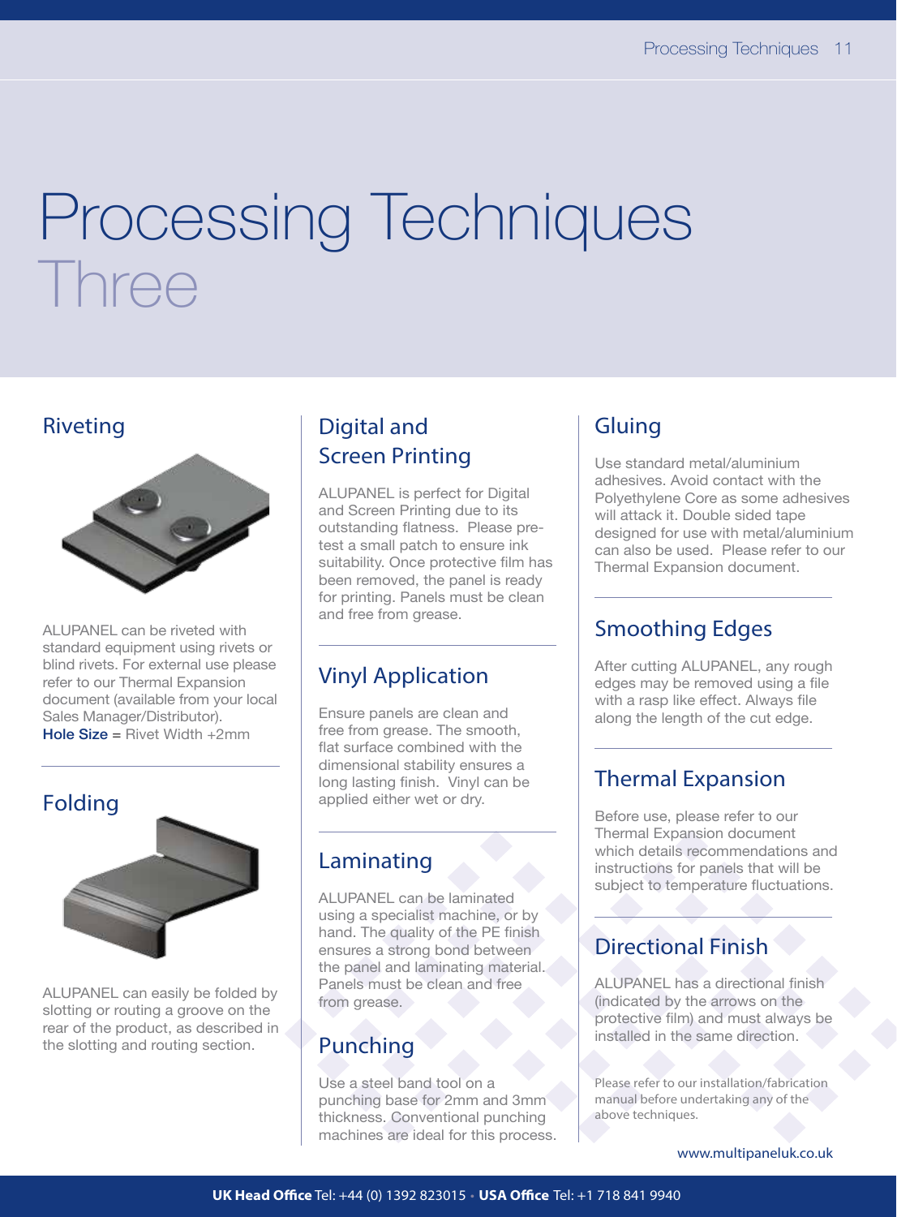# Processing Techniques
Three

## Riveting

ALUPANEL can be riveted with standard equipment using rivets or blind rivets. For external use please refer to our Thermal Expansion document (available from your local Sales Manager/Distributor).
**Hole Size** = Rivet Width +2mm

## Folding

ALUPANEL can easily be folded by slotting or routing a groove on the rear of the product, as described in the slotting and routing section.

## Digital and Screen Printing

ALUPANEL is perfect for Digital and Screen Printing due to its outstanding flatness. Please pre-test a small patch to ensure ink suitability. Once protective film has been removed, the panel is ready for printing. Panels must be clean and free from grease.

## Vinyl Application

Ensure panels are clean and free from grease. The smooth, flat surface combined with the dimensional stability ensures a long lasting finish. Vinyl can be applied either wet or dry.

## Laminating

ALUPANEL can be laminated using a specialist machine, or by hand. The quality of the PE finish ensures a strong bond between the panel and laminating material. Panels must be clean and free from grease.

## Punching

Use a steel band tool on a punching base for 2mm and 3mm thickness. Conventional punching machines are ideal for this process.

## Gluing

Use standard metal/aluminium adhesives. Avoid contact with the Polyethylene Core as some adhesives will attack it. Double sided tape designed for use with metal/aluminium can also be used. Please refer to our Thermal Expansion document.

## Smoothing Edges

After cutting ALUPANEL, any rough edges may be removed using a file with a rasp like effect. Always file along the length of the cut edge.

## Thermal Expansion

Before use, please refer to our Thermal Expansion document which details recommendations and instructions for panels that will be subject to temperature fluctuations.

## Directional Finish

ALUPANEL has a directional finish (indicated by the arrows on the protective film) and must always be installed in the same direction.

Please refer to our installation/fabrication manual before undertaking any of the above techniques.

www.multipaneluk.co.uk

**UK Head Office** Tel: +44 (0) 1392 823015 • **USA Office** Tel: +1 718 841 9940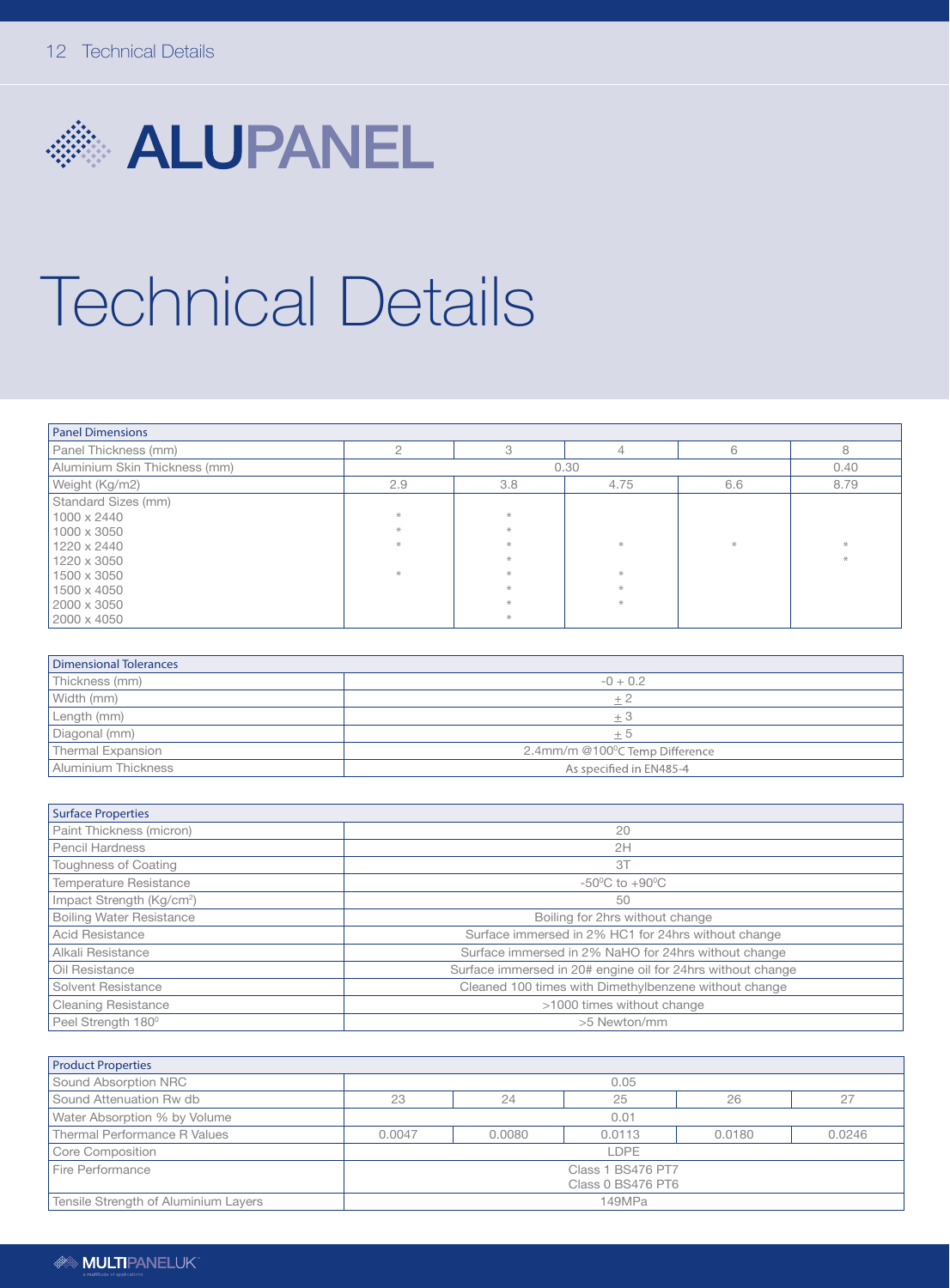# ALUPANEL

# Technical Details

| Panel Dimensions | | | | | |
|---|---|---|---|---|---|
| Panel Thickness (mm) | 2 | 3 | 4 | 6 | 8 |
| Aluminium Skin Thickness (mm) | 0.30 | | | | 0.40 |
| Weight (Kg/m2) | 2.9 | 3.8 | 4.75 | 6.6 | 8.79 |
| Standard Sizes (mm) | | | | | |
| 1000 x 2440 | * | * | | | |
| 1000 x 3050 | * | * | | | |
| 1220 x 2440 | * | * | * | * | * |
| 1220 x 3050 | | * | | | * |
| 1500 x 3050 | * | * | * | | |
| 1500 x 4050 | | * | * | | |
| 2000 x 3050 | | * | * | | |
| 2000 x 4050 | | * | | | |

| Dimensional Tolerances | |
|---|---|
| Thickness (mm) | -0 + 0.2 |
| Width (mm) | ± 2 |
| Length (mm) | ± 3 |
| Diagonal (mm) | ± 5 |
| Thermal Expansion | 2.4mm/m @100⁰C Temp Difference |
| Aluminium Thickness | As specified in EN485-4 |

| Surface Properties | |
|---|---|
| Paint Thickness (micron) | 20 |
| Pencil Hardness | 2H |
| Toughness of Coating | 3T |
| Temperature Resistance | -50⁰C to +90⁰C |
| Impact Strength (Kg/cm$^2$) | 50 |
| Boiling Water Resistance | Boiling for 2hrs without change |
| Acid Resistance | Surface immersed in 2% HC1 for 24hrs without change |
| Alkali Resistance | Surface immersed in 2% NaHO for 24hrs without change |
| Oil Resistance | Surface immersed in 20# engine oil for 24hrs without change |
| Solvent Resistance | Cleaned 100 times with Dimethylbenzene without change |
| Cleaning Resistance | >1000 times without change |
| Peel Strength 180⁰ | >5 Newton/mm |

| Product Properties | | | | | |
|---|---|---|---|---|---|
| Sound Absorption NRC | 0.05 | | | | |
| Sound Attenuation Rw db | 23 | 24 | 25 | 26 | 27 |
| Water Absorption % by Volume | 0.01 | | | | |
| Thermal Performance R Values | 0.0047 | 0.0080 | 0.0113 | 0.0180 | 0.0246 |
| Core Composition | LDPE | | | | |
| Fire Performance | Class 1 BS476 PT7<br>Class 0 BS476 PT6 | | | | |
| Tensile Strength of Aluminium Layers | 149MPa | | | | |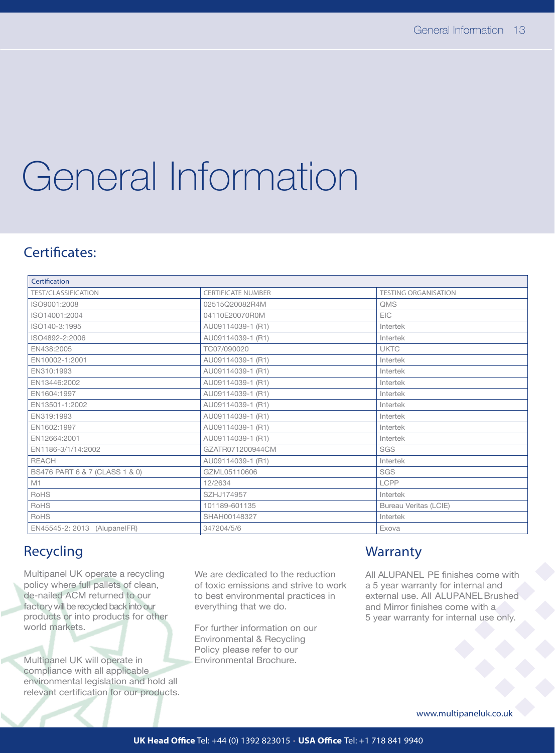# General Information

## Certificates:

| Certification | | |
|---|---|---|
| TEST/CLASSIFICATION | CERTIFICATE NUMBER | TESTING ORGANISATION |
| ISO9001:2008 | 02515Q20082R4M | QMS |
| ISO14001:2004 | 04110E20070R0M | EIC |
| ISO140-3:1995 | AU09114039-1 (R1) | Intertek |
| ISO4892-2:2006 | AU09114039-1 (R1) | Intertek |
| EN438:2005 | TC07/090020 | UKTC |
| EN10002-1:2001 | AU09114039-1 (R1) | Intertek |
| EN310:1993 | AU09114039-1 (R1) | Intertek |
| EN13446:2002 | AU09114039-1 (R1) | Intertek |
| EN1604:1997 | AU09114039-1 (R1) | Intertek |
| EN13501-1:2002 | AU09114039-1 (R1) | Intertek |
| EN319:1993 | AU09114039-1 (R1) | Intertek |
| EN1602:1997 | AU09114039-1 (R1) | Intertek |
| EN12664:2001 | AU09114039-1 (R1) | Intertek |
| EN1186-3/1/14:2002 | GZATR071200944CM | SGS |
| REACH | AU09114039-1 (R1) | Intertek |
| BS476 PART 6 & 7 (CLASS 1 & 0) | GZML05110606 | SGS |
| M1 | 12/2634 | LCPP |
| RoHS | SZHJ174957 | Intertek |
| RoHS | 101189-601135 | Bureau Veritas (LCIE) |
| RoHS | SHAH00148327 | Intertek |
| EN45545-2: 2013 (AlupanelFR) | 347204/5/6 | Exova |

## Recycling

Multipanel UK operate a recycling policy where full pallets of clean, de-nailed ACM returned to our factory will be recycled back into our products or into products for other world markets.

Multipanel UK will operate in compliance with all applicable environmental legislation and hold all relevant certification for our products.

We are dedicated to the reduction of toxic emissions and strive to work to best environmental practices in everything that we do.

For further information on our Environmental & Recycling Policy please refer to our Environmental Brochure.

## Warranty

All ALUPANEL PE finishes come with a 5 year warranty for internal and external use. All ALUPANEL Brushed and Mirror finishes come with a 5 year warranty for internal use only.

www.multipaneluk.co.uk

**UK Head Office** Tel: +44 (0) 1392 823015 • **USA Office** Tel: +1 718 841 9940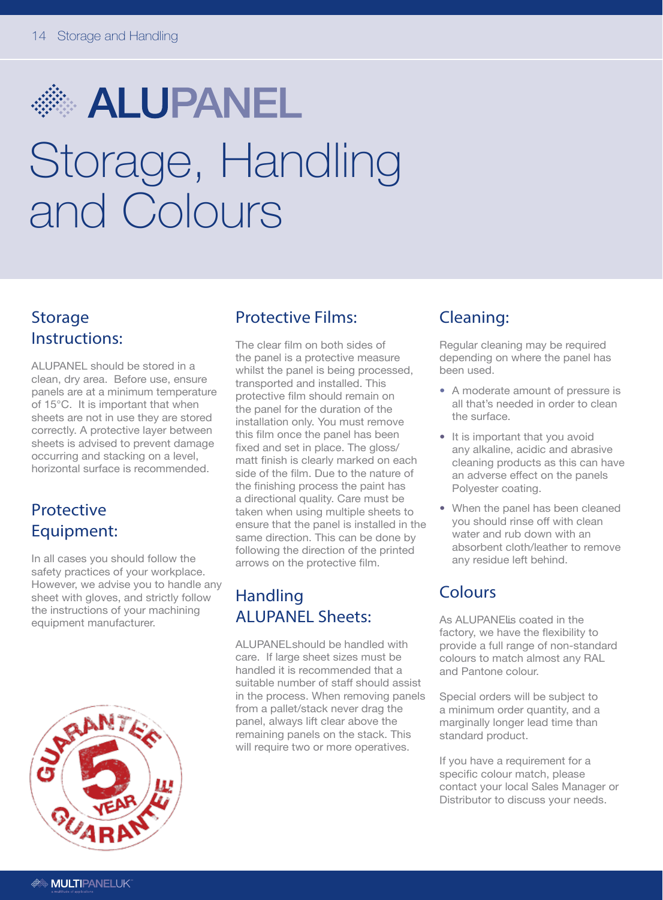# ALUPANEL

# Storage, Handling and Colours

## Storage Instructions:

ALUPANEL should be stored in a clean, dry area. Before use, ensure panels are at a minimum temperature of 15°C. It is important that when sheets are not in use they are stored correctly. A protective layer between sheets is advised to prevent damage occurring and stacking on a level, horizontal surface is recommended.

## Protective Equipment:

In all cases you should follow the safety practices of your workplace. However, we advise you to handle any sheet with gloves, and strictly follow the instructions of your machining equipment manufacturer.

## Protective Films:

The clear film on both sides of the panel is a protective measure whilst the panel is being processed, transported and installed. This protective film should remain on the panel for the duration of the installation only. You must remove this film once the panel has been fixed and set in place. The gloss/ matt finish is clearly marked on each side of the film. Due to the nature of the finishing process the paint has a directional quality. Care must be taken when using multiple sheets to ensure that the panel is installed in the same direction. This can be done by following the direction of the printed arrows on the protective film.

## Handling ALUPANEL Sheets:

ALUPANELshould be handled with care. If large sheet sizes must be handled it is recommended that a suitable number of staff should assist in the process. When removing panels from a pallet/stack never drag the panel, always lift clear above the remaining panels on the stack. This will require two or more operatives.

## Cleaning:

Regular cleaning may be required depending on where the panel has been used.

- A moderate amount of pressure is all that's needed in order to clean the surface.
- It is important that you avoid any alkaline, acidic and abrasive cleaning products as this can have an adverse effect on the panels Polyester coating.
- When the panel has been cleaned you should rinse off with clean water and rub down with an absorbent cloth/leather to remove any residue left behind.

## Colours

As ALUPANELis coated in the factory, we have the flexibility to provide a full range of non-standard colours to match almost any RAL and Pantone colour.

Special orders will be subject to a minimum order quantity, and a marginally longer lead time than standard product.

If you have a requirement for a specific colour match, please contact your local Sales Manager or Distributor to discuss your needs.

GUARANTEE 5 YEAR GUARANTEE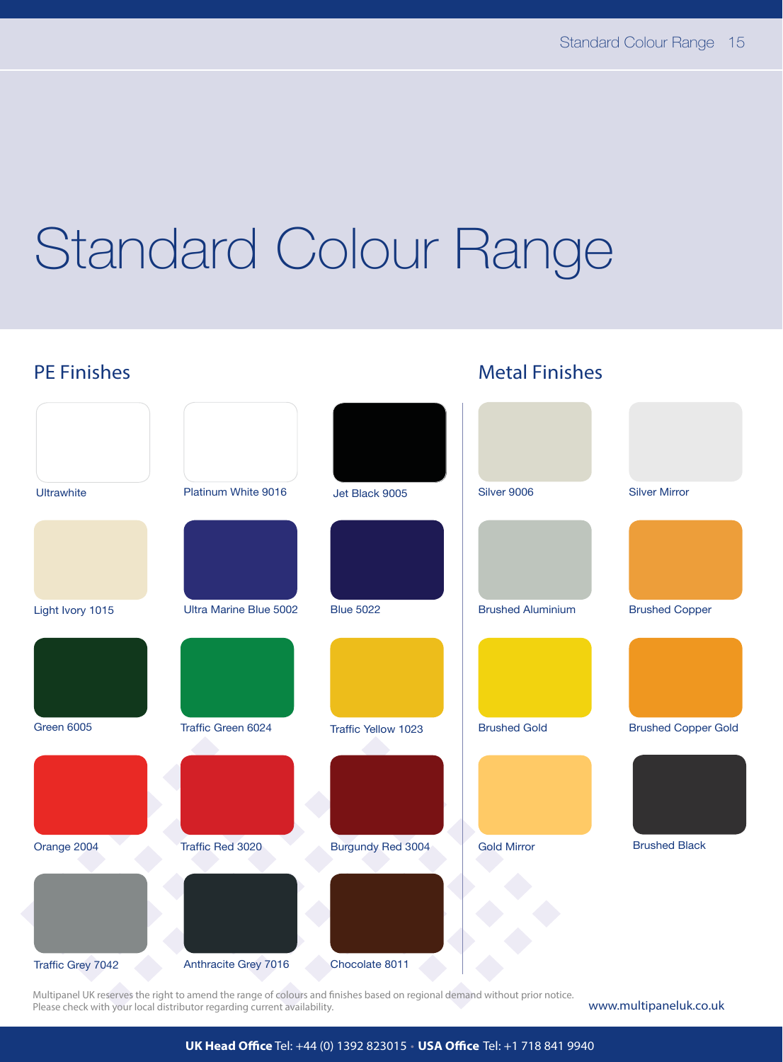# Standard Colour Range

## PE Finishes

- Ultrawhite
- Platinum White 9016
- Jet Black 9005
- Light Ivory 1015
- Ultra Marine Blue 5002
- Blue 5022
- Green 6005
- Traffic Green 6024
- Traffic Yellow 1023
- Orange 2004
- Traffic Red 3020
- Burgundy Red 3004
- Traffic Grey 7042
- Anthracite Grey 7016
- Chocolate 8011

## Metal Finishes

- Silver 9006
- Silver Mirror
- Brushed Aluminium
- Brushed Copper
- Brushed Gold
- Brushed Copper Gold
- Gold Mirror
- Brushed Black

Multipanel UK reserves the right to amend the range of colours and finishes based on regional demand without prior notice. Please check with your local distributor regarding current availability.

www.multipaneluk.co.uk

**UK Head Office** Tel: +44 (0) 1392 823015 • **USA Office** Tel: +1 718 841 9940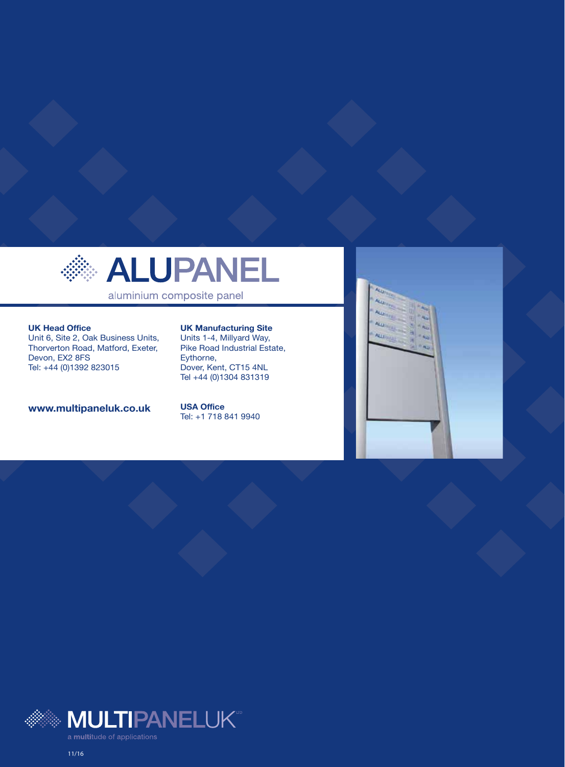# ALUPANEL

aluminium composite panel

**UK Head Office**
Unit 6, Site 2, Oak Business Units,
Thorverton Road, Matford, Exeter,
Devon, EX2 8FS
Tel: +44 (0)1392 823015

**www.multipaneluk.co.uk**

**UK Manufacturing Site**
Units 1-4, Millyard Way,
Pike Road Industrial Estate,
Eythorne,
Dover, Kent, CT15 4NL
Tel +44 (0)1304 831319

**USA Office**
Tel: +1 718 841 9940

MULTIPANELUK LTD

a multitude of applications

11/16